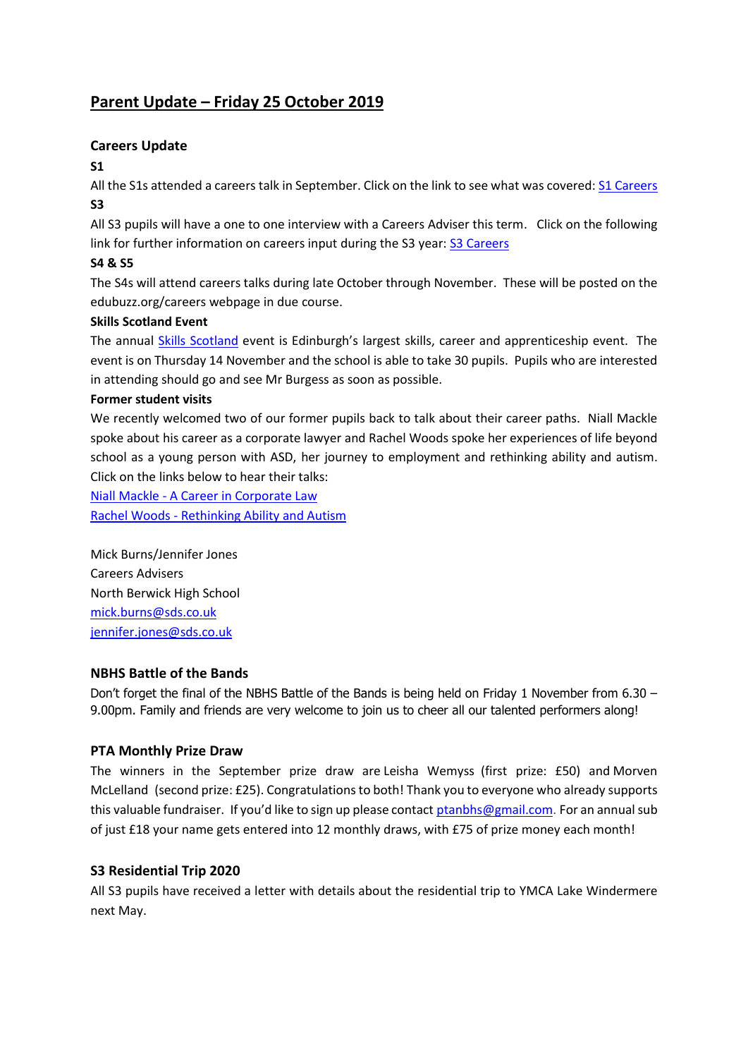# Parent Update – Friday 25 October 2019

## Careers Update

**S1**

All the S1s attended a careers talk in September. Click on the link to see what was covered: S1 Careers

**S3**

All S3 pupils will have a one to one interview with a Careers Adviser this term. Click on the following link for further information on careers input during the S3 year: S3 Careers

**S4 & S5**

The S4s will attend careers talks during late October through November. These will be posted on the edubuzz.org/careers webpage in due course.

**Skills Scotland Event**

The annual Skills Scotland event is Edinburgh's largest skills, career and apprenticeship event. The event is on Thursday 14 November and the school is able to take 30 pupils. Pupils who are interested in attending should go and see Mr Burgess as soon as possible.

**Former student visits**

We recently welcomed two of our former pupils back to talk about their career paths. Niall Mackle spoke about his career as a corporate lawyer and Rachel Woods spoke her experiences of life beyond school as a young person with ASD, her journey to employment and rethinking ability and autism. Click on the links below to hear their talks:

Niall Mackle - A Career in Corporate Law

Rachel Woods - Rethinking Ability and Autism

Mick Burns/Jennifer Jones
Careers Advisers
North Berwick High School
mick.burns@sds.co.uk
jennifer.jones@sds.co.uk

## NBHS Battle of the Bands

Don't forget the final of the NBHS Battle of the Bands is being held on Friday 1 November from 6.30 – 9.00pm. Family and friends are very welcome to join us to cheer all our talented performers along!

## PTA Monthly Prize Draw

The winners in the September prize draw are Leisha Wemyss (first prize: £50) and Morven McLelland (second prize: £25). Congratulations to both! Thank you to everyone who already supports this valuable fundraiser. If you'd like to sign up please contact ptanbhs@gmail.com. For an annual sub of just £18 your name gets entered into 12 monthly draws, with £75 of prize money each month!

## S3 Residential Trip 2020

All S3 pupils have received a letter with details about the residential trip to YMCA Lake Windermere next May.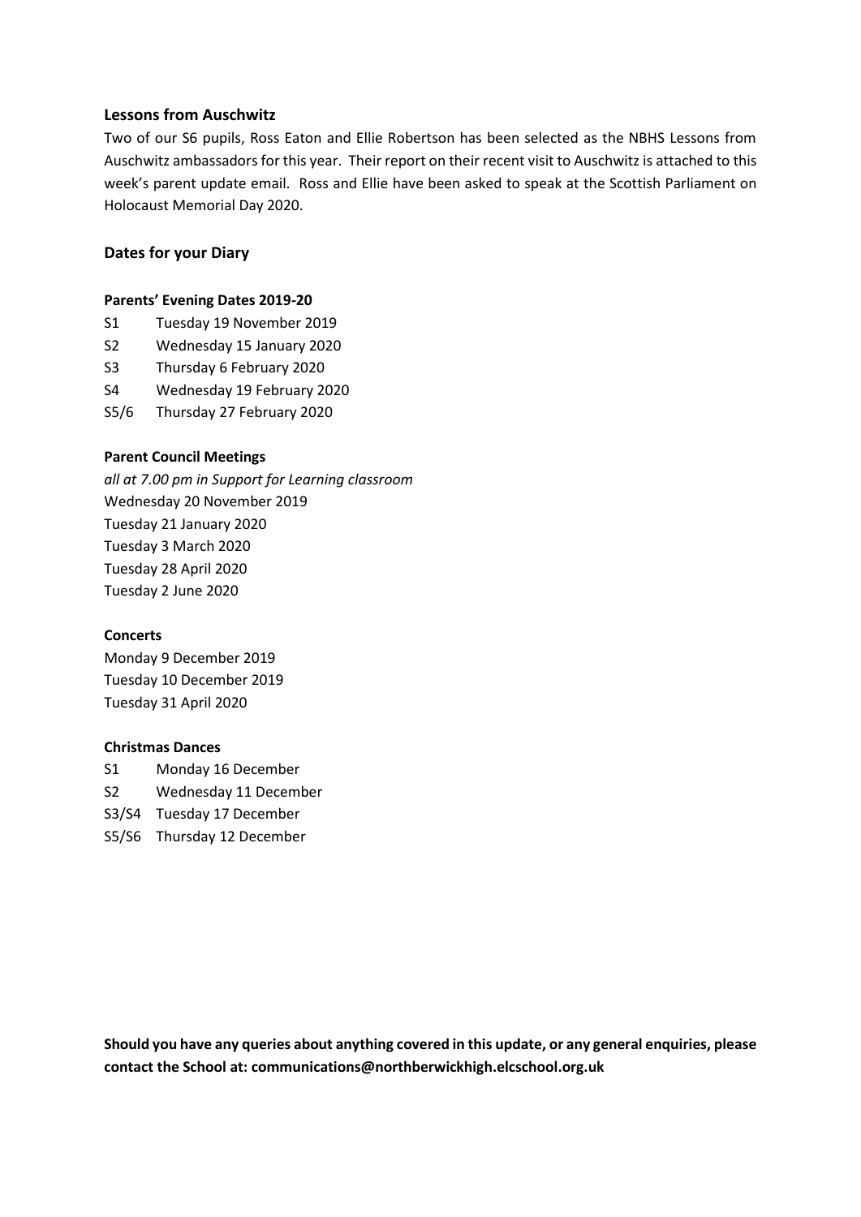### Lessons from Auschwitz

Two of our S6 pupils, Ross Eaton and Ellie Robertson has been selected as the NBHS Lessons from Auschwitz ambassadors for this year. Their report on their recent visit to Auschwitz is attached to this week's parent update email. Ross and Ellie have been asked to speak at the Scottish Parliament on Holocaust Memorial Day 2020.

### Dates for your Diary

**Parents' Evening Dates 2019-20**

| | |
|---|---|
| S1 | Tuesday 19 November 2019 |
| S2 | Wednesday 15 January 2020 |
| S3 | Thursday 6 February 2020 |
| S4 | Wednesday 19 February 2020 |
| S5/6 | Thursday 27 February 2020 |

**Parent Council Meetings**

*all at 7.00 pm in Support for Learning classroom*

Wednesday 20 November 2019
Tuesday 21 January 2020
Tuesday 3 March 2020
Tuesday 28 April 2020
Tuesday 2 June 2020

**Concerts**

Monday 9 December 2019
Tuesday 10 December 2019
Tuesday 31 April 2020

**Christmas Dances**

| | |
|---|---|
| S1 | Monday 16 December |
| S2 | Wednesday 11 December |
| S3/S4 | Tuesday 17 December |
| S5/S6 | Thursday 12 December |

**Should you have any queries about anything covered in this update, or any general enquiries, please contact the School at: communications@northberwickhigh.elcschool.org.uk**